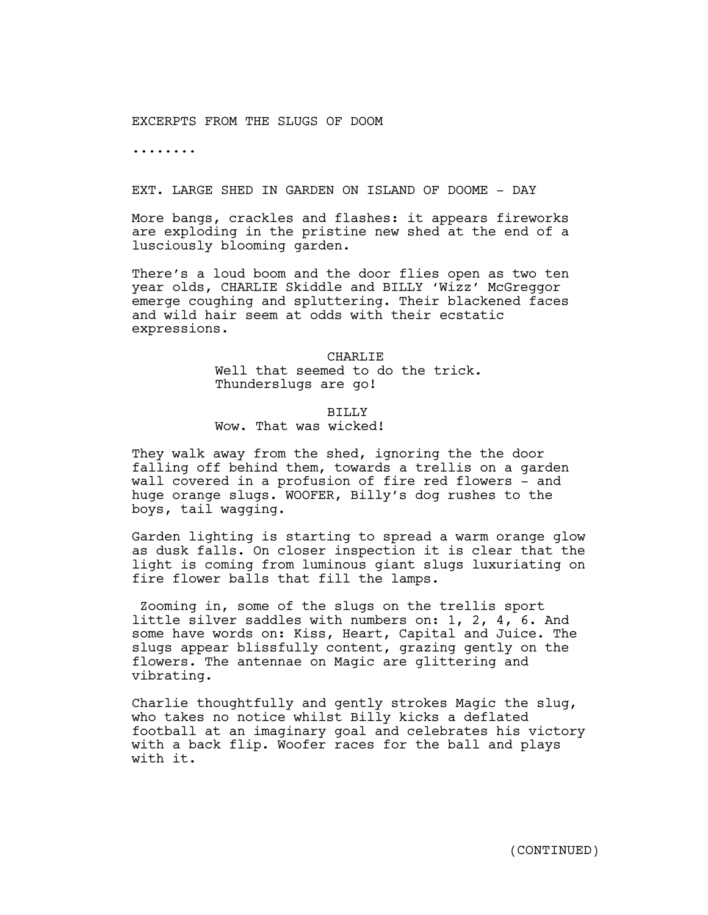EXCERPTS FROM THE SLUGS OF DOOM

........

EXT. LARGE SHED IN GARDEN ON ISLAND OF DOOME - DAY

More bangs, crackles and flashes: it appears fireworks are exploding in the pristine new shed at the end of a lusciously blooming garden.

There's a loud boom and the door flies open as two ten year olds, CHARLIE Skiddle and BILLY 'Wizz' McGreggor emerge coughing and spluttering. Their blackened faces and wild hair seem at odds with their ecstatic expressions.

CHARLIE
Well that seemed to do the trick. Thunderslugs are go!

BILLY
Wow. That was wicked!

They walk away from the shed, ignoring the the door falling off behind them, towards a trellis on a garden wall covered in a profusion of fire red flowers - and huge orange slugs. WOOFER, Billy's dog rushes to the boys, tail wagging.

Garden lighting is starting to spread a warm orange glow as dusk falls. On closer inspection it is clear that the light is coming from luminous giant slugs luxuriating on fire flower balls that fill the lamps.

Zooming in, some of the slugs on the trellis sport little silver saddles with numbers on: 1, 2, 4, 6. And some have words on: Kiss, Heart, Capital and Juice. The slugs appear blissfully content, grazing gently on the flowers. The antennae on Magic are glittering and vibrating.

Charlie thoughtfully and gently strokes Magic the slug, who takes no notice whilst Billy kicks a deflated football at an imaginary goal and celebrates his victory with a back flip. Woofer races for the ball and plays with it.

(CONTINUED)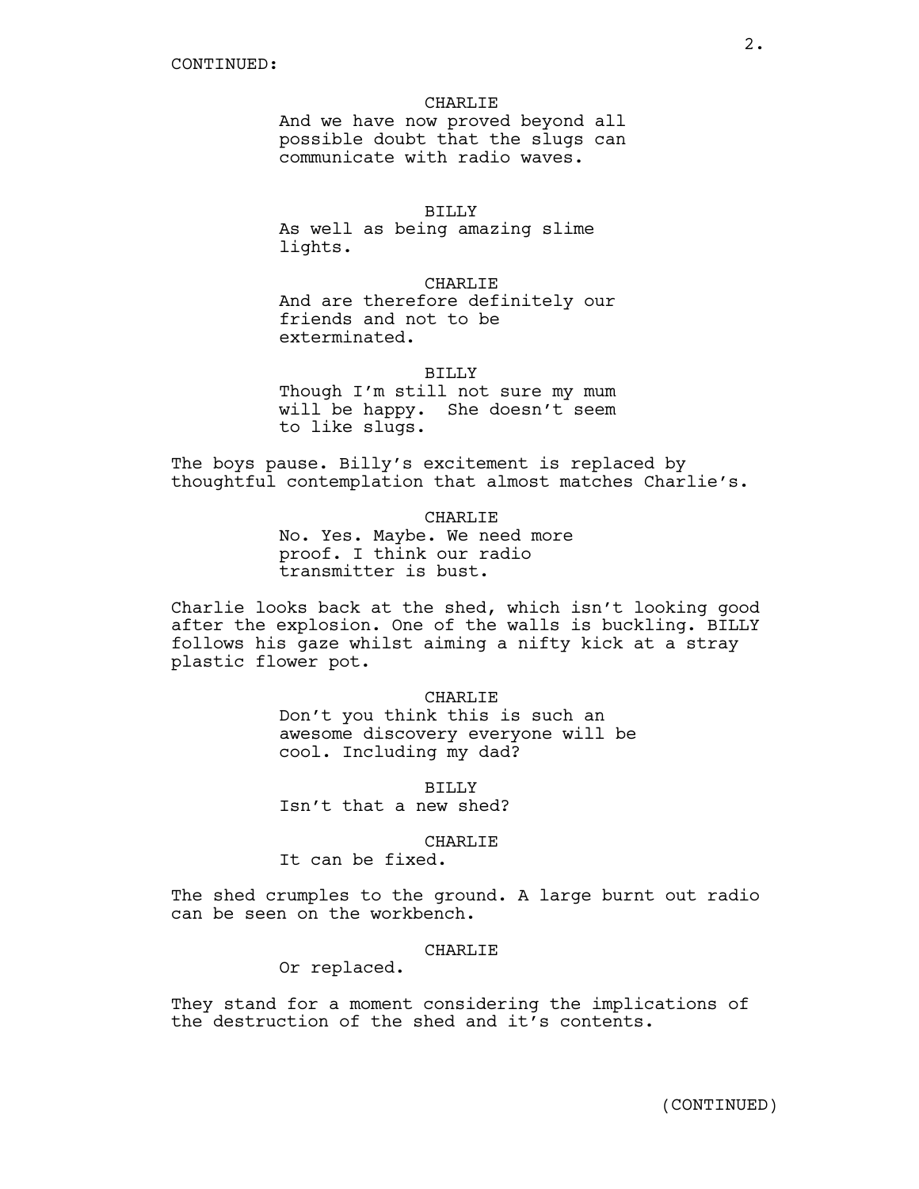CONTINUED:

CHARLIE
And we have now proved beyond all possible doubt that the slugs can communicate with radio waves.

BILLY
As well as being amazing slime lights.

CHARLIE
And are therefore definitely our friends and not to be exterminated.

BILLY
Though I'm still not sure my mum will be happy. She doesn't seem to like slugs.

The boys pause. Billy's excitement is replaced by thoughtful contemplation that almost matches Charlie's.

CHARLIE
No. Yes. Maybe. We need more proof. I think our radio transmitter is bust.

Charlie looks back at the shed, which isn't looking good after the explosion. One of the walls is buckling. BILLY follows his gaze whilst aiming a nifty kick at a stray plastic flower pot.

CHARLIE
Don't you think this is such an awesome discovery everyone will be cool. Including my dad?

BILLY
Isn't that a new shed?

CHARLIE
It can be fixed.

The shed crumples to the ground. A large burnt out radio can be seen on the workbench.

CHARLIE
Or replaced.

They stand for a moment considering the implications of the destruction of the shed and it's contents.

(CONTINUED)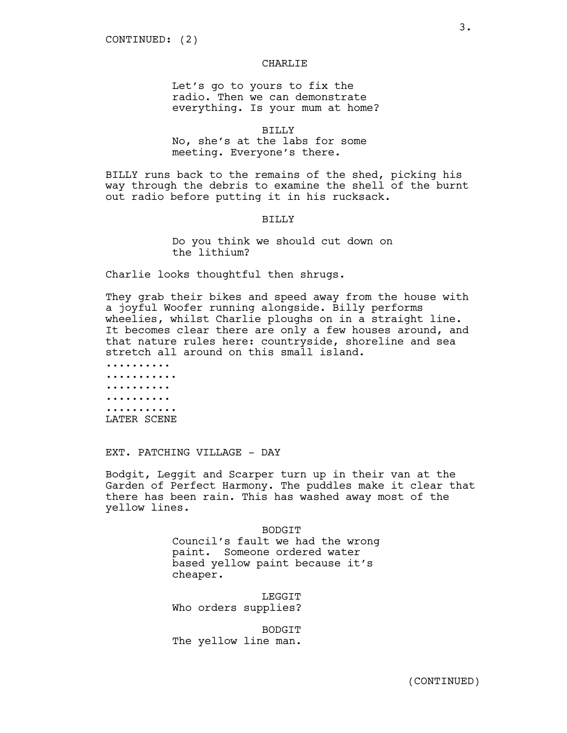CONTINUED: (2)

CHARLIE

Let's go to yours to fix the radio. Then we can demonstrate everything. Is your mum at home?

BILLY

No, she's at the labs for some meeting. Everyone's there.

BILLY runs back to the remains of the shed, picking his way through the debris to examine the shell of the burnt out radio before putting it in his rucksack.

BILLY

Do you think we should cut down on the lithium?

Charlie looks thoughtful then shrugs.

They grab their bikes and speed away from the house with a joyful Woofer running alongside. Billy performs wheelies, whilst Charlie ploughs on in a straight line. It becomes clear there are only a few houses around, and that nature rules here: countryside, shoreline and sea stretch all around on this small island.

..........
...........
..........
..........
...........
LATER SCENE

EXT. PATCHING VILLAGE - DAY

Bodgit, Leggit and Scarper turn up in their van at the Garden of Perfect Harmony. The puddles make it clear that there has been rain. This has washed away most of the yellow lines.

BODGIT

Council's fault we had the wrong paint. Someone ordered water based yellow paint because it's cheaper.

LEGGIT

Who orders supplies?

BODGIT

The yellow line man.

(CONTINUED)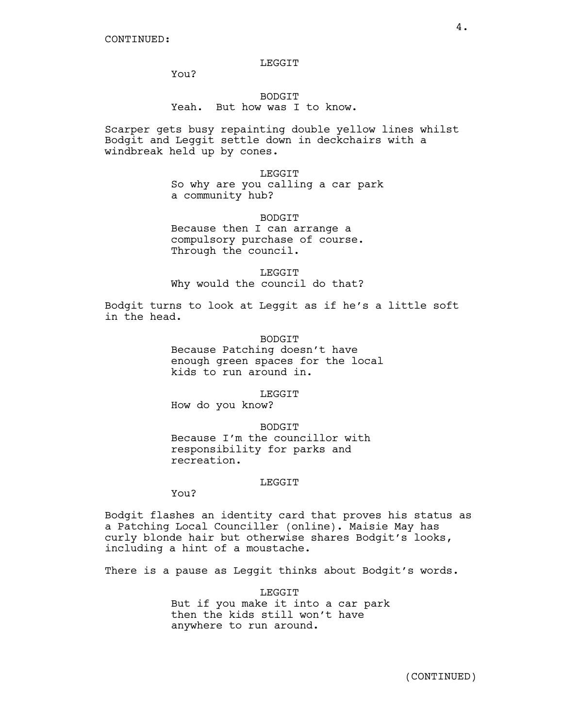CONTINUED:

LEGGIT

You?

BODGIT

Yeah. But how was I to know.

Scarper gets busy repainting double yellow lines whilst Bodgit and Leggit settle down in deckchairs with a windbreak held up by cones.

LEGGIT

So why are you calling a car park a community hub?

BODGIT

Because then I can arrange a compulsory purchase of course. Through the council.

LEGGIT

Why would the council do that?

Bodgit turns to look at Leggit as if he's a little soft in the head.

BODGIT

Because Patching doesn't have enough green spaces for the local kids to run around in.

LEGGIT

How do you know?

BODGIT

Because I'm the councillor with responsibility for parks and recreation.

LEGGIT

You?

Bodgit flashes an identity card that proves his status as a Patching Local Counciller (online). Maisie May has curly blonde hair but otherwise shares Bodgit's looks, including a hint of a moustache.

There is a pause as Leggit thinks about Bodgit's words.

LEGGIT

But if you make it into a car park then the kids still won't have anywhere to run around.

(CONTINUED)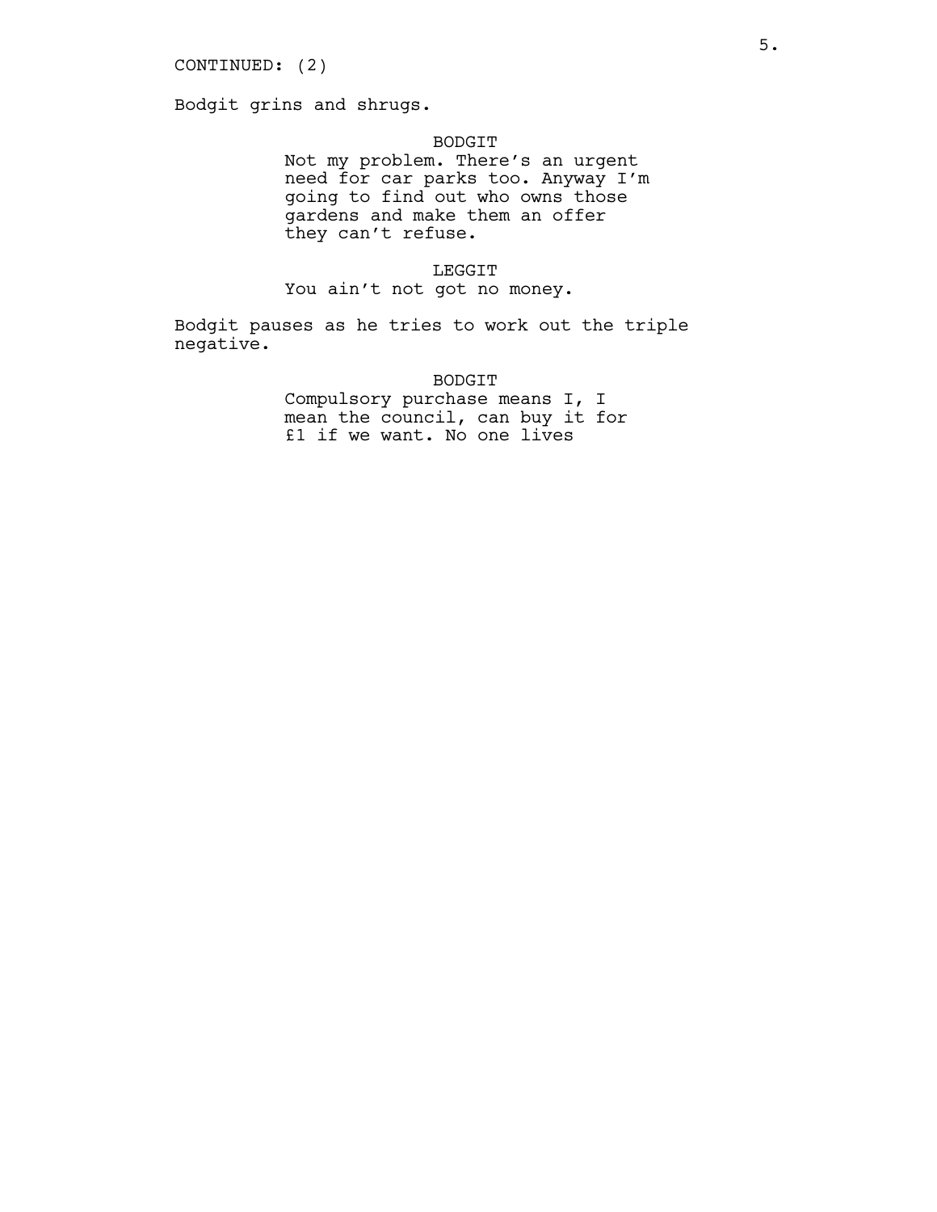CONTINUED: (2)

Bodgit grins and shrugs.

BODGIT
Not my problem. There's an urgent need for car parks too. Anyway I'm going to find out who owns those gardens and make them an offer they can't refuse.

LEGGIT
You ain't not got no money.

Bodgit pauses as he tries to work out the triple negative.

BODGIT
Compulsory purchase means I, I mean the council, can buy it for £1 if we want. No one lives